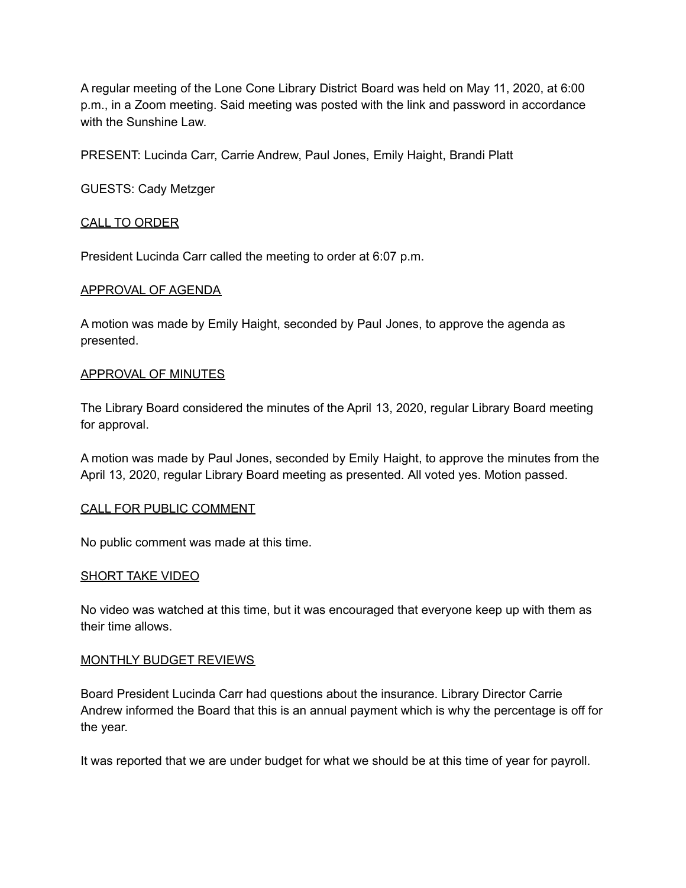A regular meeting of the Lone Cone Library District Board was held on May 11, 2020, at 6:00 p.m., in a Zoom meeting. Said meeting was posted with the link and password in accordance with the Sunshine Law.

PRESENT: Lucinda Carr, Carrie Andrew, Paul Jones, Emily Haight, Brandi Platt

GUESTS: Cady Metzger

## CALL TO ORDER

President Lucinda Carr called the meeting to order at 6:07 p.m.

## APPROVAL OF AGENDA

A motion was made by Emily Haight, seconded by Paul Jones, to approve the agenda as presented.

## APPROVAL OF MINUTES

The Library Board considered the minutes of the April 13, 2020, regular Library Board meeting for approval.

A motion was made by Paul Jones, seconded by Emily Haight, to approve the minutes from the April 13, 2020, regular Library Board meeting as presented. All voted yes. Motion passed.

## CALL FOR PUBLIC COMMENT

No public comment was made at this time.

## SHORT TAKE VIDEO

No video was watched at this time, but it was encouraged that everyone keep up with them as their time allows.

## MONTHLY BUDGET REVIEWS

Board President Lucinda Carr had questions about the insurance. Library Director Carrie Andrew informed the Board that this is an annual payment which is why the percentage is off for the year.

It was reported that we are under budget for what we should be at this time of year for payroll.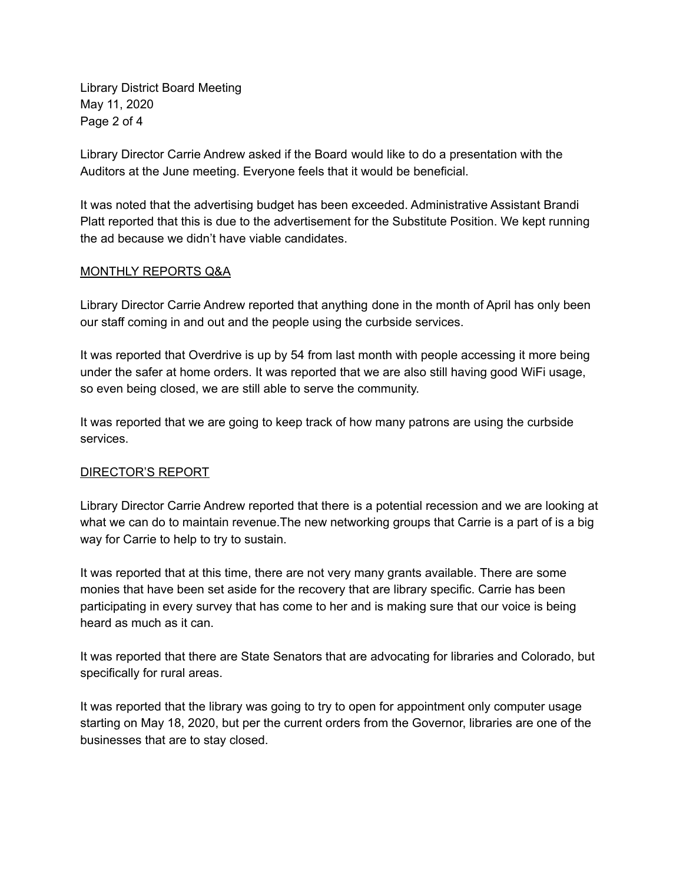Library Director Carrie Andrew asked if the Board would like to do a presentation with the Auditors at the June meeting. Everyone feels that it would be beneficial.

It was noted that the advertising budget has been exceeded. Administrative Assistant Brandi Platt reported that this is due to the advertisement for the Substitute Position. We kept running the ad because we didn't have viable candidates.

## MONTHLY REPORTS Q&A

Library Director Carrie Andrew reported that anything done in the month of April has only been our staff coming in and out and the people using the curbside services.

It was reported that Overdrive is up by 54 from last month with people accessing it more being under the safer at home orders. It was reported that we are also still having good WiFi usage, so even being closed, we are still able to serve the community.

It was reported that we are going to keep track of how many patrons are using the curbside services.

## DIRECTOR'S REPORT

Library Director Carrie Andrew reported that there is a potential recession and we are looking at what we can do to maintain revenue.The new networking groups that Carrie is a part of is a big way for Carrie to help to try to sustain.

It was reported that at this time, there are not very many grants available. There are some monies that have been set aside for the recovery that are library specific. Carrie has been participating in every survey that has come to her and is making sure that our voice is being heard as much as it can.

It was reported that there are State Senators that are advocating for libraries and Colorado, but specifically for rural areas.

It was reported that the library was going to try to open for appointment only computer usage starting on May 18, 2020, but per the current orders from the Governor, libraries are one of the businesses that are to stay closed.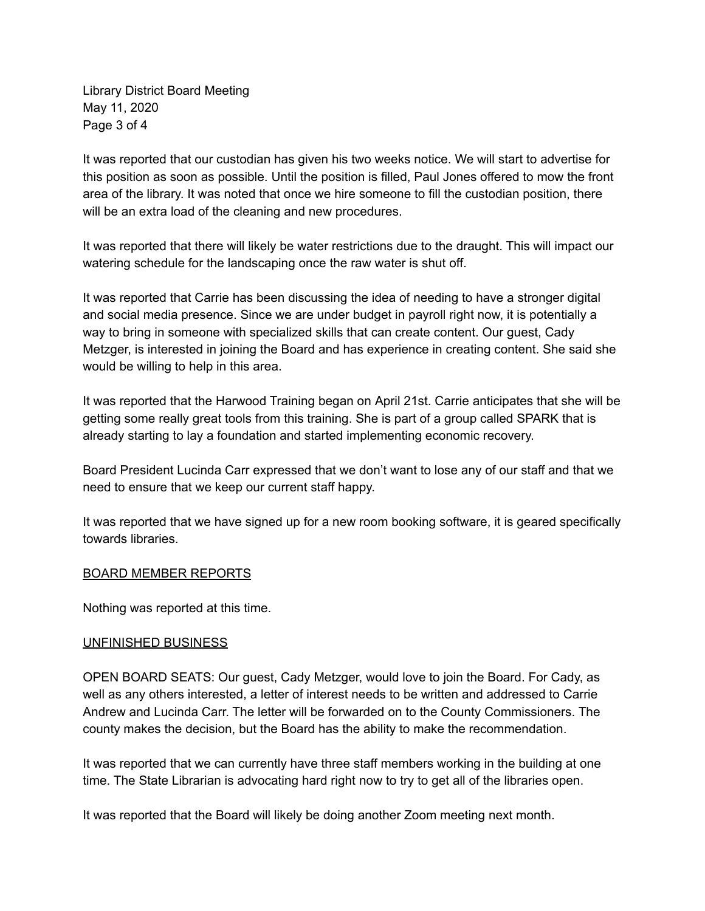It was reported that our custodian has given his two weeks notice. We will start to advertise for this position as soon as possible. Until the position is filled, Paul Jones offered to mow the front area of the library. It was noted that once we hire someone to fill the custodian position, there will be an extra load of the cleaning and new procedures.

It was reported that there will likely be water restrictions due to the draught. This will impact our watering schedule for the landscaping once the raw water is shut off.

It was reported that Carrie has been discussing the idea of needing to have a stronger digital and social media presence. Since we are under budget in payroll right now, it is potentially a way to bring in someone with specialized skills that can create content. Our guest, Cady Metzger, is interested in joining the Board and has experience in creating content. She said she would be willing to help in this area.

It was reported that the Harwood Training began on April 21st. Carrie anticipates that she will be getting some really great tools from this training. She is part of a group called SPARK that is already starting to lay a foundation and started implementing economic recovery.

Board President Lucinda Carr expressed that we don't want to lose any of our staff and that we need to ensure that we keep our current staff happy.

It was reported that we have signed up for a new room booking software, it is geared specifically towards libraries.

## BOARD MEMBER REPORTS

Nothing was reported at this time.

## UNFINISHED BUSINESS

OPEN BOARD SEATS: Our guest, Cady Metzger, would love to join the Board. For Cady, as well as any others interested, a letter of interest needs to be written and addressed to Carrie Andrew and Lucinda Carr. The letter will be forwarded on to the County Commissioners. The county makes the decision, but the Board has the ability to make the recommendation.

It was reported that we can currently have three staff members working in the building at one time. The State Librarian is advocating hard right now to try to get all of the libraries open.

It was reported that the Board will likely be doing another Zoom meeting next month.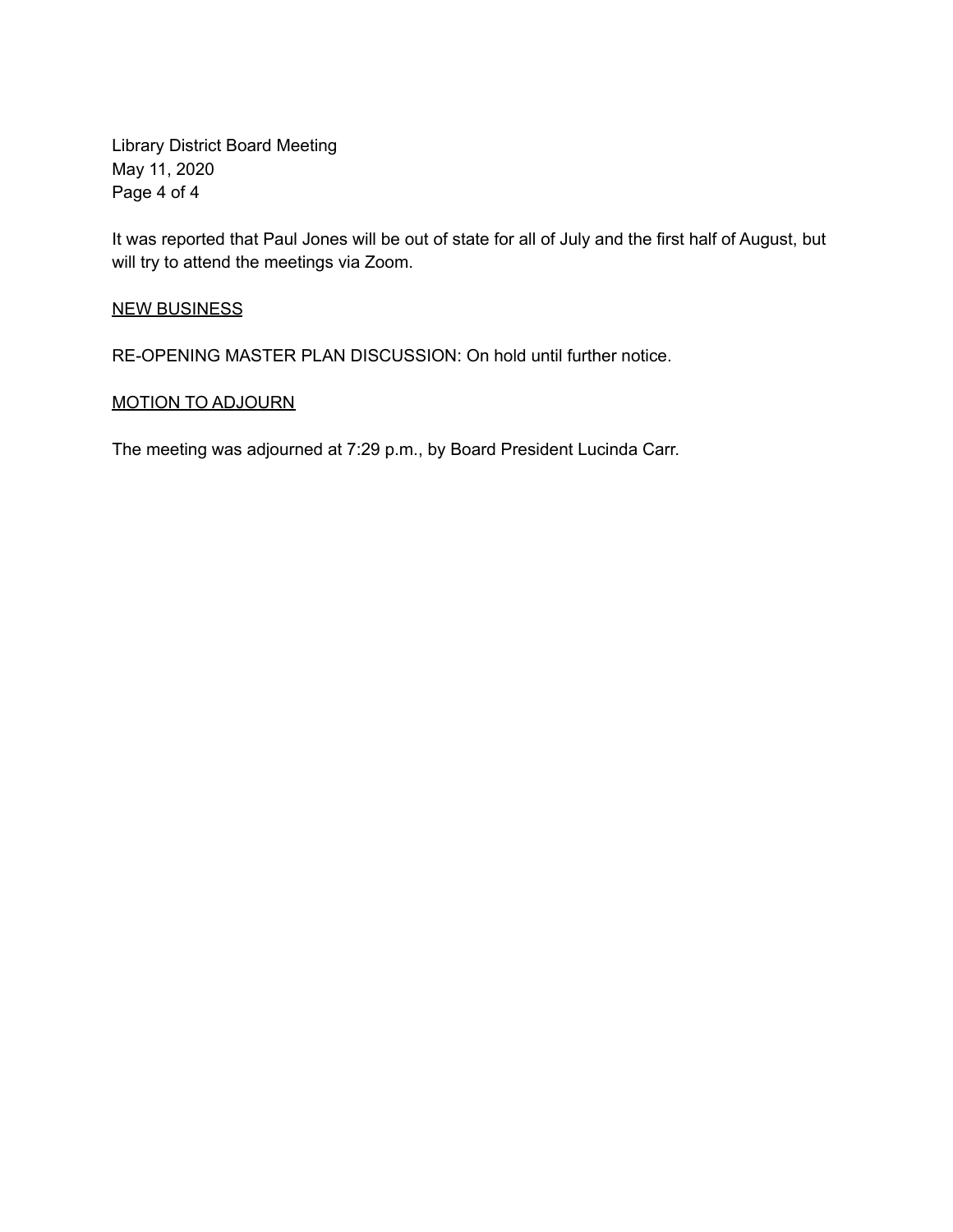It was reported that Paul Jones will be out of state for all of July and the first half of August, but will try to attend the meetings via Zoom.

## NEW BUSINESS

RE-OPENING MASTER PLAN DISCUSSION: On hold until further notice.

## MOTION TO ADJOURN

The meeting was adjourned at 7:29 p.m., by Board President Lucinda Carr.